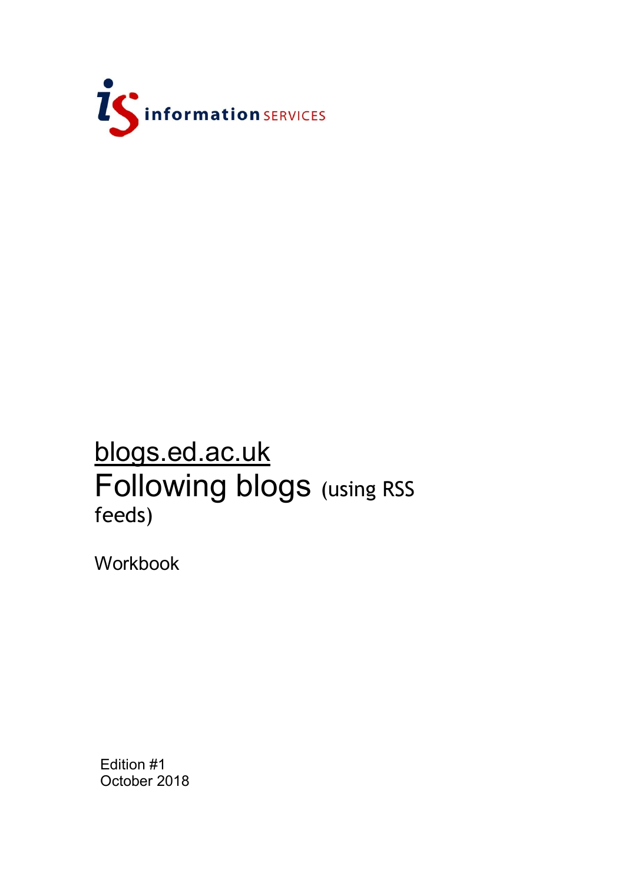information SERVICES

# blogs.ed.ac.uk

# Following blogs (using RSS feeds)

Workbook

Edition #1
October 2018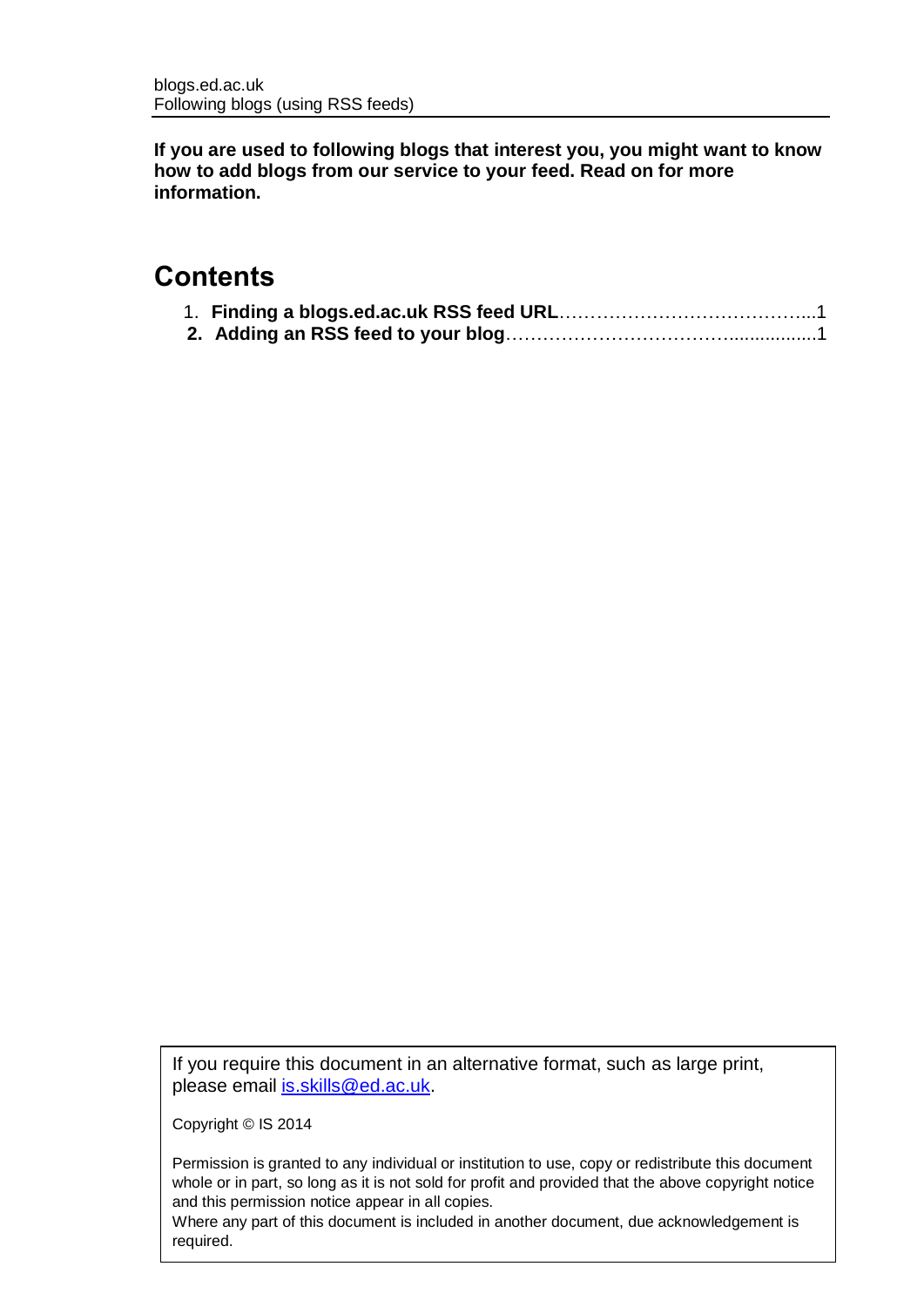**If you are used to following blogs that interest you, you might want to know how to add blogs from our service to your feed. Read on for more information.**

# Contents

1. **Finding a blogs.ed.ac.uk RSS feed URL**……………………………………...1
2. **Adding an RSS feed to your blog**………………………………..................1

If you require this document in an alternative format, such as large print, please email [is.skills@ed.ac.uk](mailto:is.skills@ed.ac.uk).

Copyright © IS 2014

Permission is granted to any individual or institution to use, copy or redistribute this document whole or in part, so long as it is not sold for profit and provided that the above copyright notice and this permission notice appear in all copies.
Where any part of this document is included in another document, due acknowledgement is required.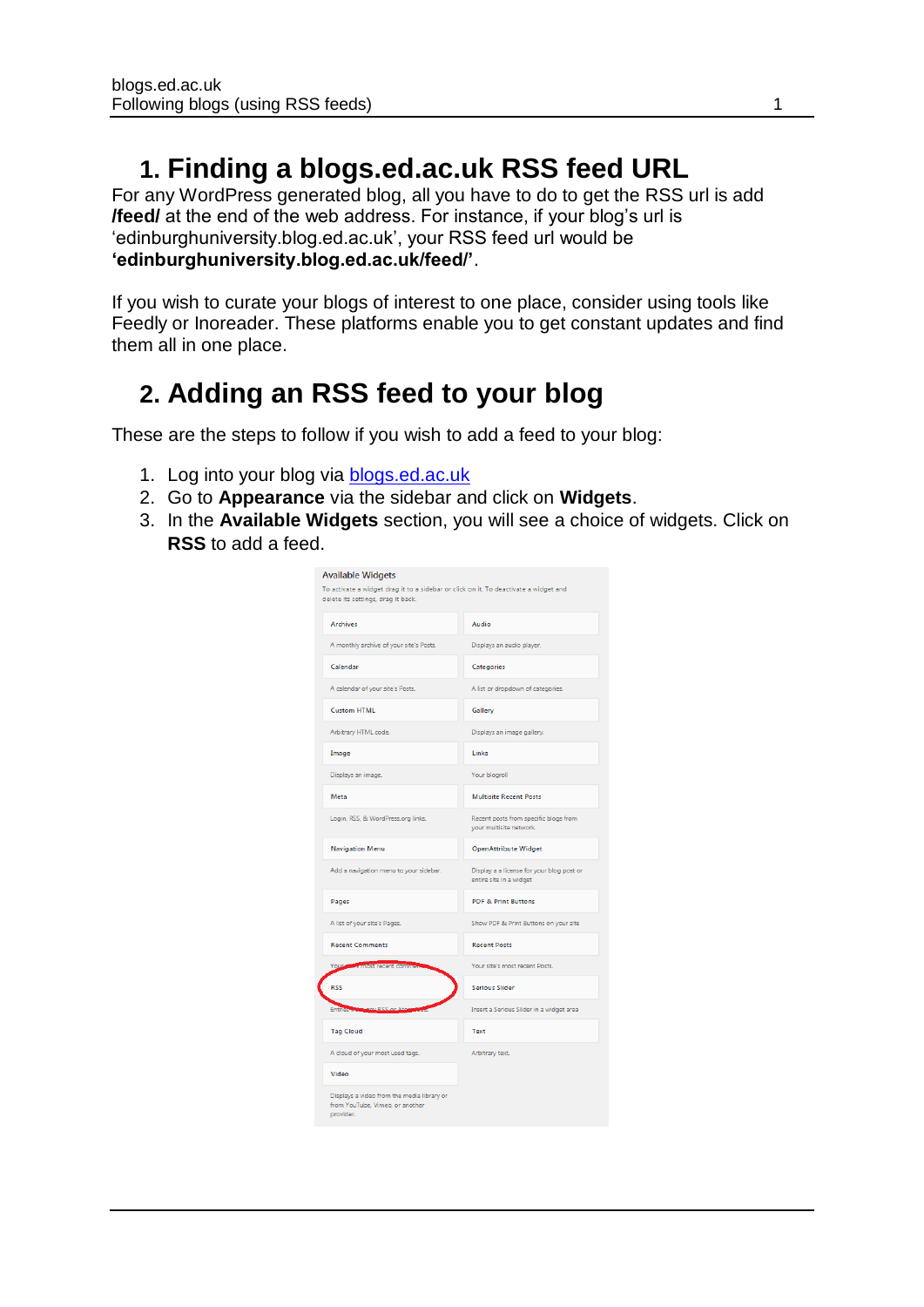# 1. Finding a blogs.ed.ac.uk RSS feed URL

For any WordPress generated blog, all you have to do to get the RSS url is add **/feed/** at the end of the web address. For instance, if your blog's url is 'edinburghuniversity.blog.ed.ac.uk', your RSS feed url would be **'edinburghuniversity.blog.ed.ac.uk/feed/'**.

If you wish to curate your blogs of interest to one place, consider using tools like Feedly or Inoreader. These platforms enable you to get constant updates and find them all in one place.

# 2. Adding an RSS feed to your blog

These are the steps to follow if you wish to add a feed to your blog:

1. Log into your blog via [blogs.ed.ac.uk](blogs.ed.ac.uk)
2. Go to **Appearance** via the sidebar and click on **Widgets**.
3. In the **Available Widgets** section, you will see a choice of widgets. Click on **RSS** to add a feed.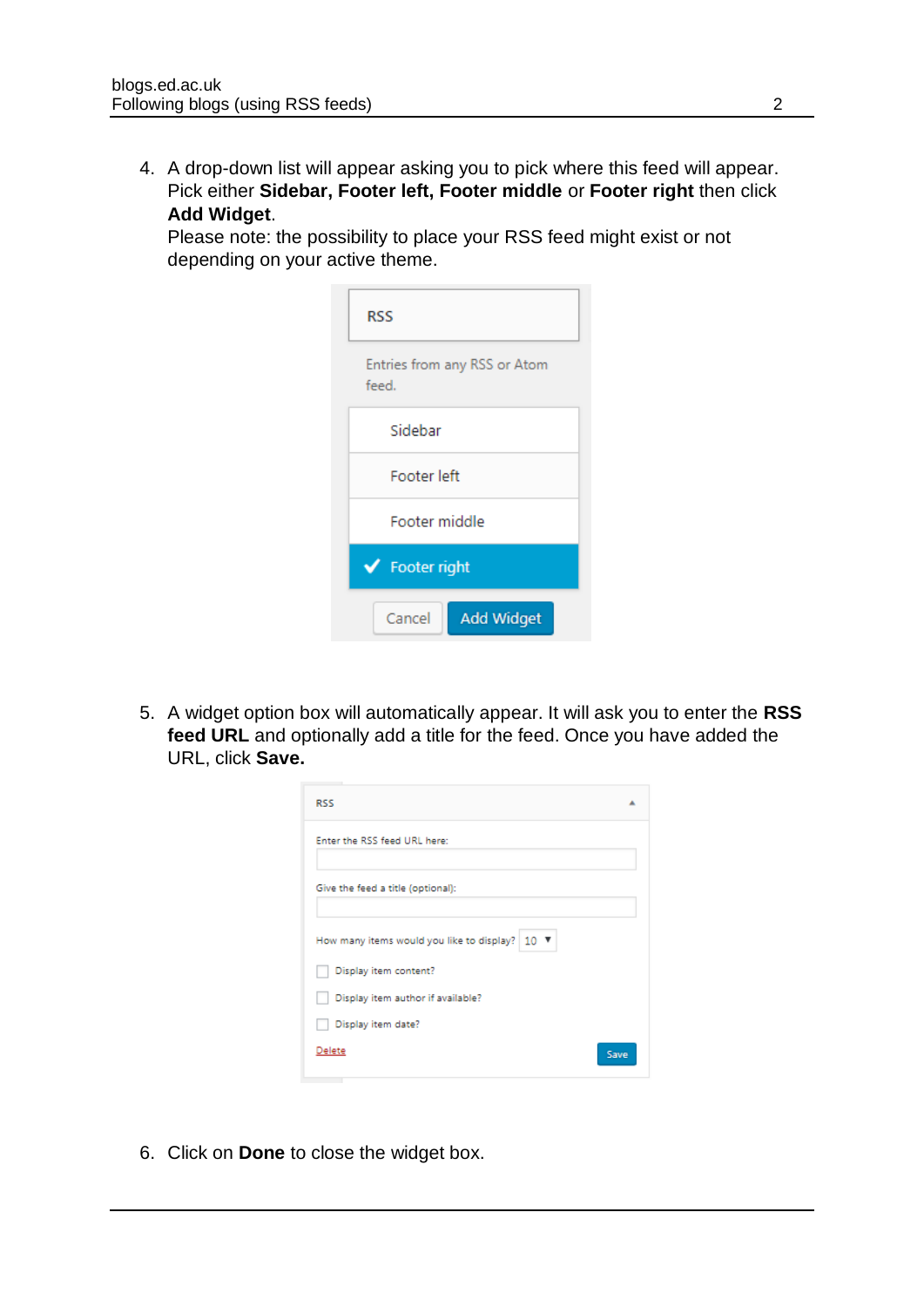4. A drop-down list will appear asking you to pick where this feed will appear. Pick either **Sidebar, Footer left, Footer middle** or **Footer right** then click **Add Widget**.
   Please note: the possibility to place your RSS feed might exist or not depending on your active theme.

5. A widget option box will automatically appear. It will ask you to enter the **RSS feed URL** and optionally add a title for the feed. Once you have added the URL, click **Save.**

6. Click on **Done** to close the widget box.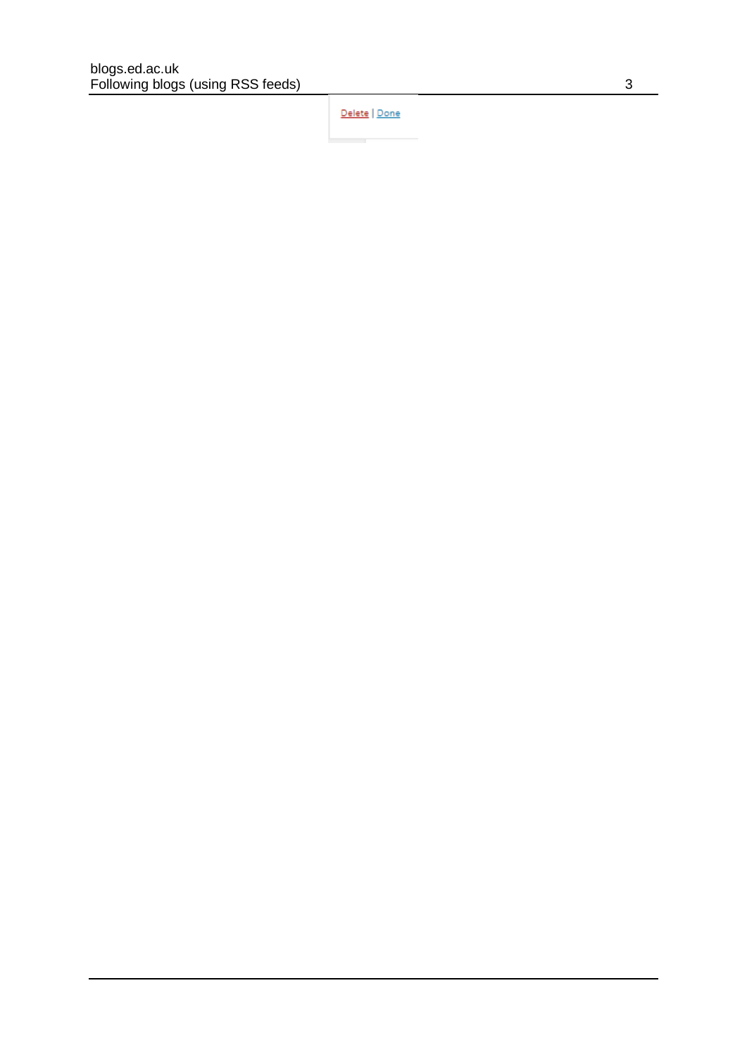Delete | Done